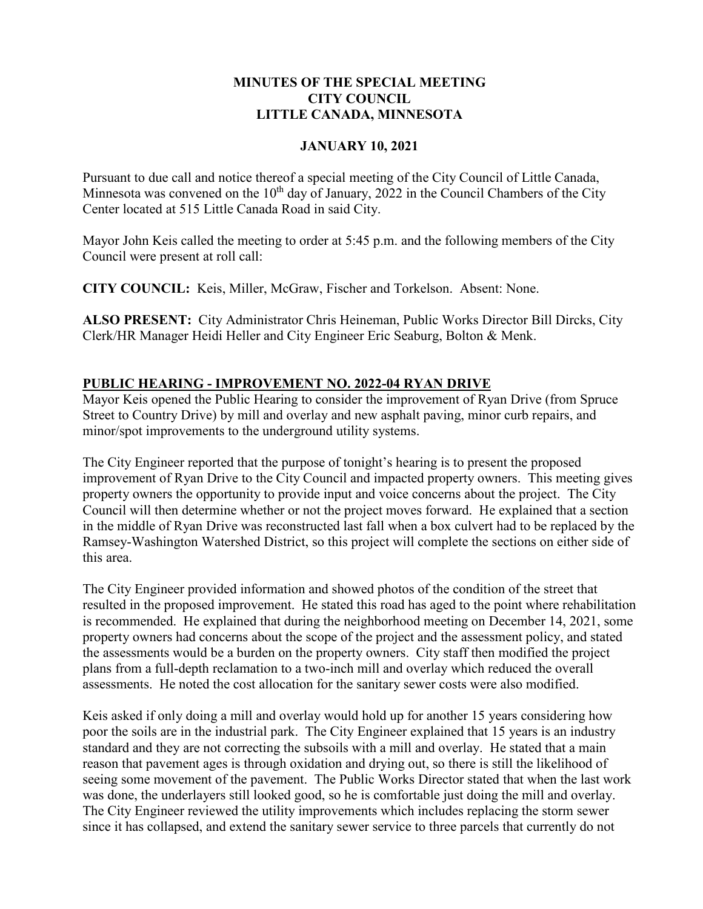**MINUTES OF THE SPECIAL MEETING**
**CITY COUNCIL**
**LITTLE CANADA, MINNESOTA**

**JANUARY 10, 2021**

Pursuant to due call and notice thereof a special meeting of the City Council of Little Canada, Minnesota was convened on the 10th day of January, 2022 in the Council Chambers of the City Center located at 515 Little Canada Road in said City.

Mayor John Keis called the meeting to order at 5:45 p.m. and the following members of the City Council were present at roll call:

**CITY COUNCIL:** Keis, Miller, McGraw, Fischer and Torkelson. Absent: None.

**ALSO PRESENT:** City Administrator Chris Heineman, Public Works Director Bill Dircks, City Clerk/HR Manager Heidi Heller and City Engineer Eric Seaburg, Bolton & Menk.

**PUBLIC HEARING - IMPROVEMENT NO. 2022-04 RYAN DRIVE**

Mayor Keis opened the Public Hearing to consider the improvement of Ryan Drive (from Spruce Street to Country Drive) by mill and overlay and new asphalt paving, minor curb repairs, and minor/spot improvements to the underground utility systems.

The City Engineer reported that the purpose of tonight's hearing is to present the proposed improvement of Ryan Drive to the City Council and impacted property owners. This meeting gives property owners the opportunity to provide input and voice concerns about the project. The City Council will then determine whether or not the project moves forward. He explained that a section in the middle of Ryan Drive was reconstructed last fall when a box culvert had to be replaced by the Ramsey-Washington Watershed District, so this project will complete the sections on either side of this area.

The City Engineer provided information and showed photos of the condition of the street that resulted in the proposed improvement. He stated this road has aged to the point where rehabilitation is recommended. He explained that during the neighborhood meeting on December 14, 2021, some property owners had concerns about the scope of the project and the assessment policy, and stated the assessments would be a burden on the property owners. City staff then modified the project plans from a full-depth reclamation to a two-inch mill and overlay which reduced the overall assessments. He noted the cost allocation for the sanitary sewer costs were also modified.

Keis asked if only doing a mill and overlay would hold up for another 15 years considering how poor the soils are in the industrial park. The City Engineer explained that 15 years is an industry standard and they are not correcting the subsoils with a mill and overlay. He stated that a main reason that pavement ages is through oxidation and drying out, so there is still the likelihood of seeing some movement of the pavement. The Public Works Director stated that when the last work was done, the underlayers still looked good, so he is comfortable just doing the mill and overlay. The City Engineer reviewed the utility improvements which includes replacing the storm sewer since it has collapsed, and extend the sanitary sewer service to three parcels that currently do not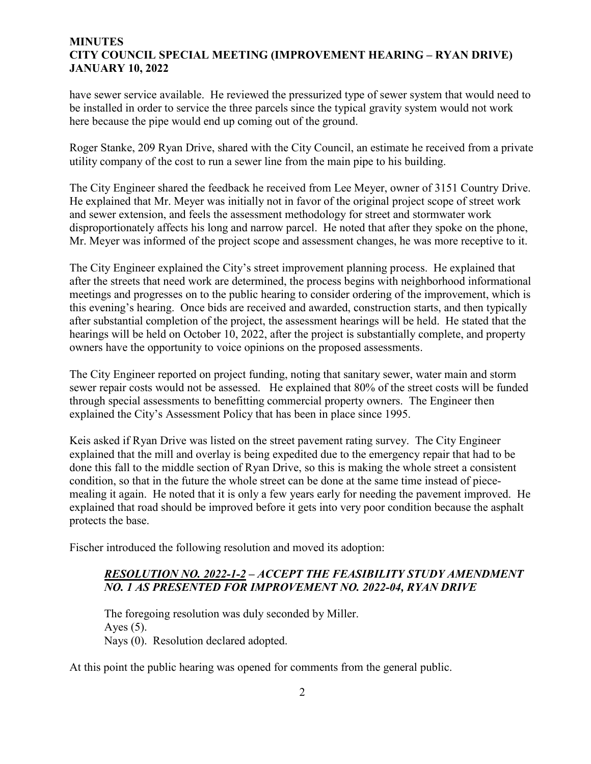have sewer service available. He reviewed the pressurized type of sewer system that would need to be installed in order to service the three parcels since the typical gravity system would not work here because the pipe would end up coming out of the ground.

Roger Stanke, 209 Ryan Drive, shared with the City Council, an estimate he received from a private utility company of the cost to run a sewer line from the main pipe to his building.

The City Engineer shared the feedback he received from Lee Meyer, owner of 3151 Country Drive. He explained that Mr. Meyer was initially not in favor of the original project scope of street work and sewer extension, and feels the assessment methodology for street and stormwater work disproportionately affects his long and narrow parcel. He noted that after they spoke on the phone, Mr. Meyer was informed of the project scope and assessment changes, he was more receptive to it.

The City Engineer explained the City's street improvement planning process. He explained that after the streets that need work are determined, the process begins with neighborhood informational meetings and progresses on to the public hearing to consider ordering of the improvement, which is this evening's hearing. Once bids are received and awarded, construction starts, and then typically after substantial completion of the project, the assessment hearings will be held. He stated that the hearings will be held on October 10, 2022, after the project is substantially complete, and property owners have the opportunity to voice opinions on the proposed assessments.

The City Engineer reported on project funding, noting that sanitary sewer, water main and storm sewer repair costs would not be assessed. He explained that 80% of the street costs will be funded through special assessments to benefitting commercial property owners. The Engineer then explained the City's Assessment Policy that has been in place since 1995.

Keis asked if Ryan Drive was listed on the street pavement rating survey. The City Engineer explained that the mill and overlay is being expedited due to the emergency repair that had to be done this fall to the middle section of Ryan Drive, so this is making the whole street a consistent condition, so that in the future the whole street can be done at the same time instead of piece-mealing it again. He noted that it is only a few years early for needing the pavement improved. He explained that road should be improved before it gets into very poor condition because the asphalt protects the base.

Fischer introduced the following resolution and moved its adoption:

> ***RESOLUTION NO. 2022-1-2 – ACCEPT THE FEASIBILITY STUDY AMENDMENT NO. 1 AS PRESENTED FOR IMPROVEMENT NO. 2022-04, RYAN DRIVE***
>
> The foregoing resolution was duly seconded by Miller.
> Ayes (5).
> Nays (0). Resolution declared adopted.

At this point the public hearing was opened for comments from the general public.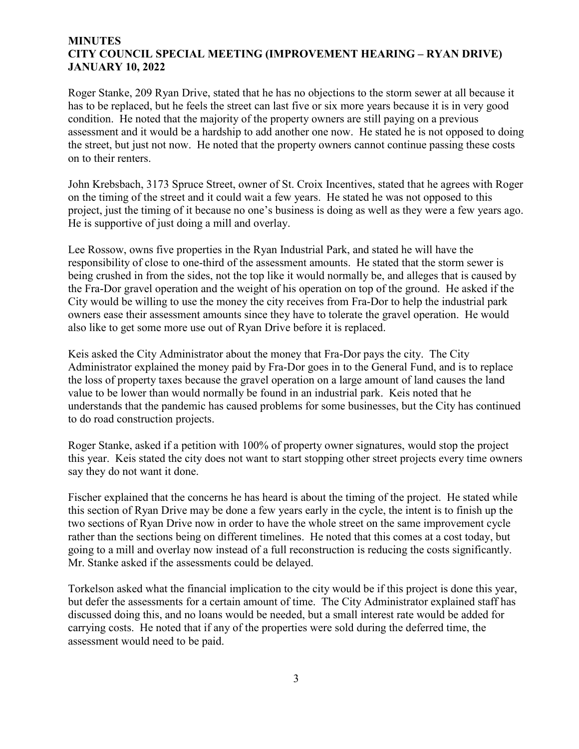**MINUTES**
**CITY COUNCIL SPECIAL MEETING (IMPROVEMENT HEARING – RYAN DRIVE)**
**JANUARY 10, 2022**

Roger Stanke, 209 Ryan Drive, stated that he has no objections to the storm sewer at all because it has to be replaced, but he feels the street can last five or six more years because it is in very good condition. He noted that the majority of the property owners are still paying on a previous assessment and it would be a hardship to add another one now. He stated he is not opposed to doing the street, but just not now. He noted that the property owners cannot continue passing these costs on to their renters.

John Krebsbach, 3173 Spruce Street, owner of St. Croix Incentives, stated that he agrees with Roger on the timing of the street and it could wait a few years. He stated he was not opposed to this project, just the timing of it because no one's business is doing as well as they were a few years ago. He is supportive of just doing a mill and overlay.

Lee Rossow, owns five properties in the Ryan Industrial Park, and stated he will have the responsibility of close to one-third of the assessment amounts. He stated that the storm sewer is being crushed in from the sides, not the top like it would normally be, and alleges that is caused by the Fra-Dor gravel operation and the weight of his operation on top of the ground. He asked if the City would be willing to use the money the city receives from Fra-Dor to help the industrial park owners ease their assessment amounts since they have to tolerate the gravel operation. He would also like to get some more use out of Ryan Drive before it is replaced.

Keis asked the City Administrator about the money that Fra-Dor pays the city. The City Administrator explained the money paid by Fra-Dor goes in to the General Fund, and is to replace the loss of property taxes because the gravel operation on a large amount of land causes the land value to be lower than would normally be found in an industrial park. Keis noted that he understands that the pandemic has caused problems for some businesses, but the City has continued to do road construction projects.

Roger Stanke, asked if a petition with 100% of property owner signatures, would stop the project this year. Keis stated the city does not want to start stopping other street projects every time owners say they do not want it done.

Fischer explained that the concerns he has heard is about the timing of the project. He stated while this section of Ryan Drive may be done a few years early in the cycle, the intent is to finish up the two sections of Ryan Drive now in order to have the whole street on the same improvement cycle rather than the sections being on different timelines. He noted that this comes at a cost today, but going to a mill and overlay now instead of a full reconstruction is reducing the costs significantly. Mr. Stanke asked if the assessments could be delayed.

Torkelson asked what the financial implication to the city would be if this project is done this year, but defer the assessments for a certain amount of time. The City Administrator explained staff has discussed doing this, and no loans would be needed, but a small interest rate would be added for carrying costs. He noted that if any of the properties were sold during the deferred time, the assessment would need to be paid.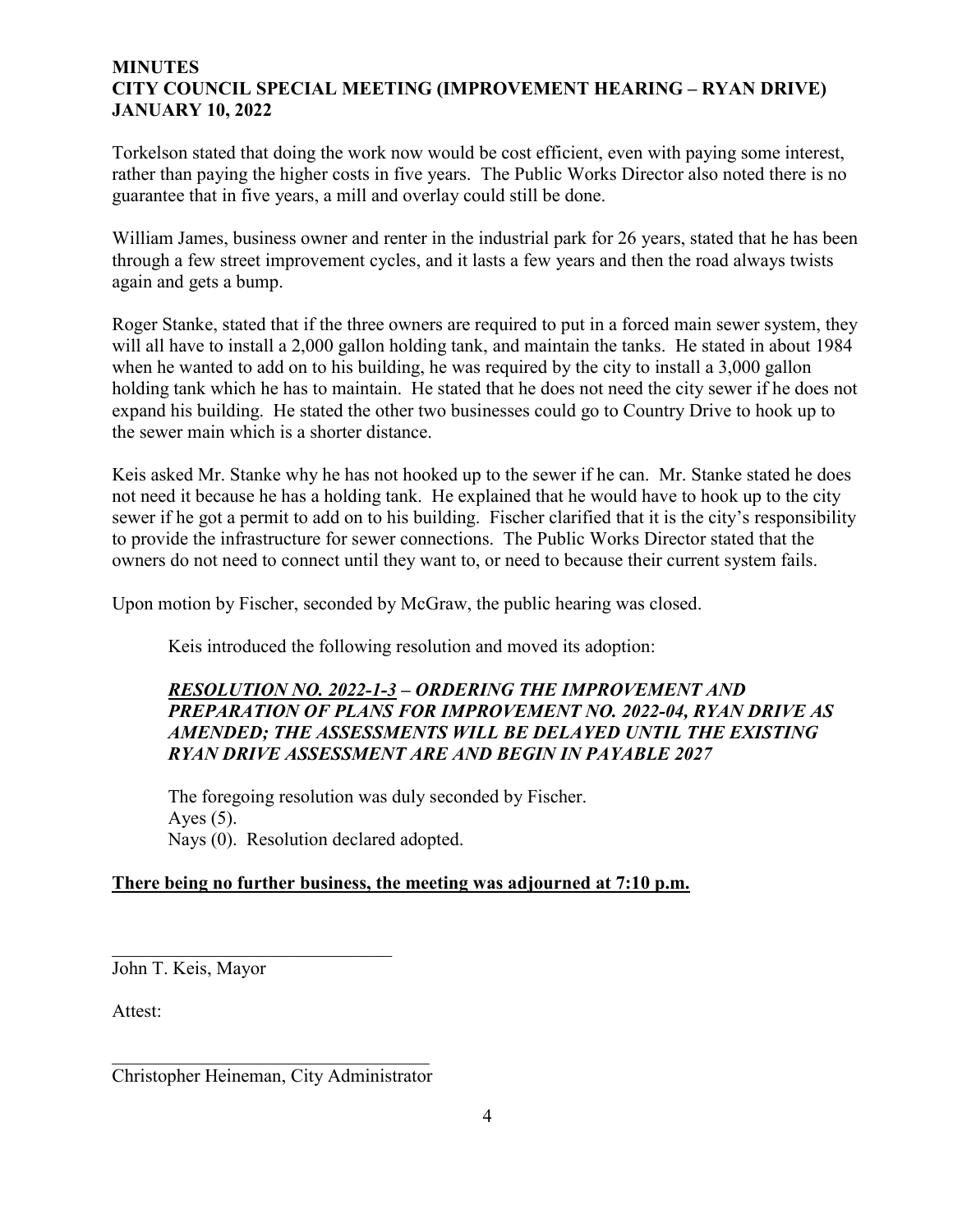**MINUTES**
**CITY COUNCIL SPECIAL MEETING (IMPROVEMENT HEARING – RYAN DRIVE)**
**JANUARY 10, 2022**

Torkelson stated that doing the work now would be cost efficient, even with paying some interest, rather than paying the higher costs in five years. The Public Works Director also noted there is no guarantee that in five years, a mill and overlay could still be done.

William James, business owner and renter in the industrial park for 26 years, stated that he has been through a few street improvement cycles, and it lasts a few years and then the road always twists again and gets a bump.

Roger Stanke, stated that if the three owners are required to put in a forced main sewer system, they will all have to install a 2,000 gallon holding tank, and maintain the tanks. He stated in about 1984 when he wanted to add on to his building, he was required by the city to install a 3,000 gallon holding tank which he has to maintain. He stated that he does not need the city sewer if he does not expand his building. He stated the other two businesses could go to Country Drive to hook up to the sewer main which is a shorter distance.

Keis asked Mr. Stanke why he has not hooked up to the sewer if he can. Mr. Stanke stated he does not need it because he has a holding tank. He explained that he would have to hook up to the city sewer if he got a permit to add on to his building. Fischer clarified that it is the city's responsibility to provide the infrastructure for sewer connections. The Public Works Director stated that the owners do not need to connect until they want to, or need to because their current system fails.

Upon motion by Fischer, seconded by McGraw, the public hearing was closed.

Keis introduced the following resolution and moved its adoption:

***RESOLUTION NO. 2022-1-3 – ORDERING THE IMPROVEMENT AND PREPARATION OF PLANS FOR IMPROVEMENT NO. 2022-04, RYAN DRIVE AS AMENDED; THE ASSESSMENTS WILL BE DELAYED UNTIL THE EXISTING RYAN DRIVE ASSESSMENT ARE AND BEGIN IN PAYABLE 2027***

The foregoing resolution was duly seconded by Fischer.
Ayes (5).
Nays (0). Resolution declared adopted.

**There being no further business, the meeting was adjourned at 7:10 p.m.**

\_\_\_\_\_\_\_\_\_\_\_\_\_\_\_\_\_\_\_\_\_\_\_\_\_\_\_\_\_\_
John T. Keis, Mayor

Attest:

\_\_\_\_\_\_\_\_\_\_\_\_\_\_\_\_\_\_\_\_\_\_\_\_\_\_\_\_\_\_\_\_\_\_
Christopher Heineman, City Administrator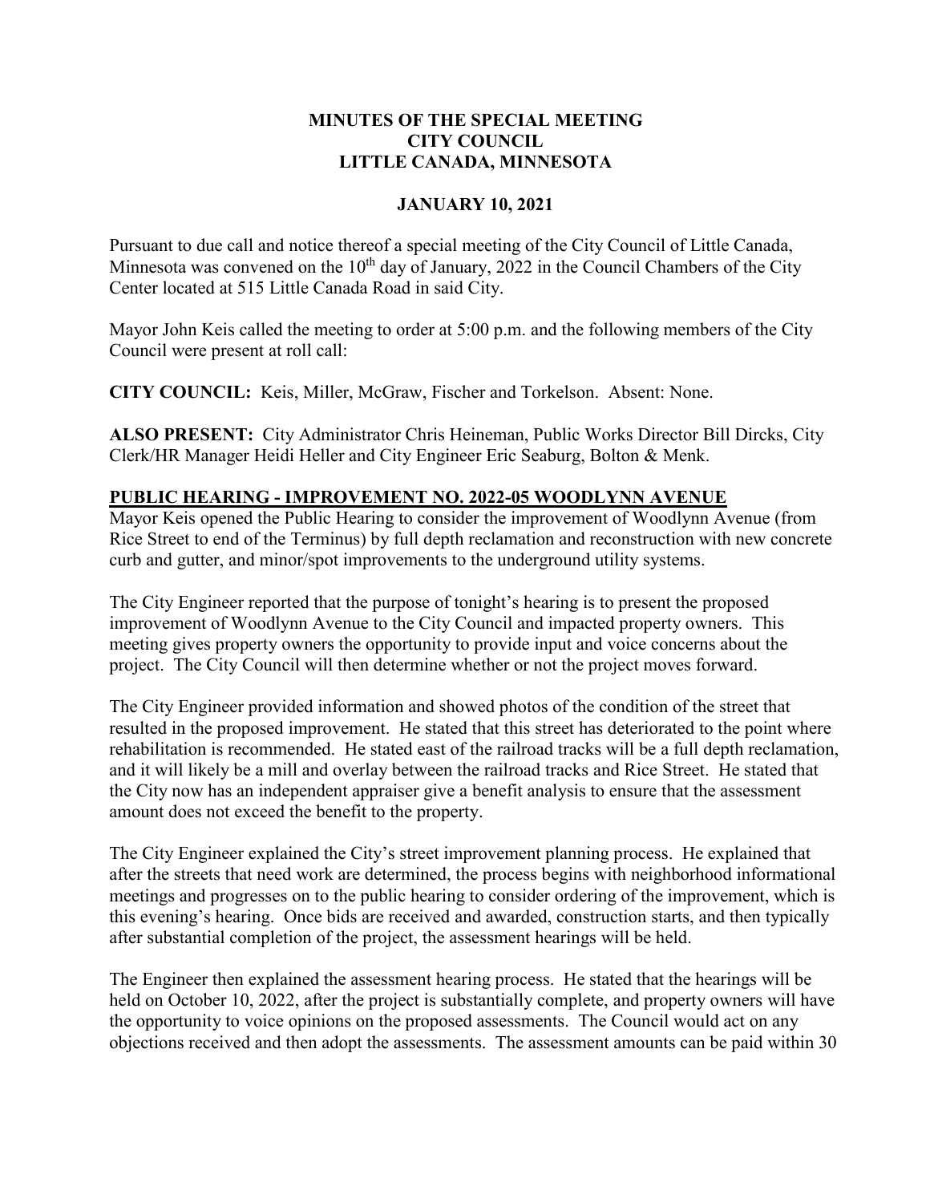# MINUTES OF THE SPECIAL MEETING
# CITY COUNCIL
# LITTLE CANADA, MINNESOTA

## JANUARY 10, 2021

Pursuant to due call and notice thereof a special meeting of the City Council of Little Canada, Minnesota was convened on the 10th day of January, 2022 in the Council Chambers of the City Center located at 515 Little Canada Road in said City.

Mayor John Keis called the meeting to order at 5:00 p.m. and the following members of the City Council were present at roll call:

**CITY COUNCIL:** Keis, Miller, McGraw, Fischer and Torkelson. Absent: None.

**ALSO PRESENT:** City Administrator Chris Heineman, Public Works Director Bill Dircks, City Clerk/HR Manager Heidi Heller and City Engineer Eric Seaburg, Bolton & Menk.

**PUBLIC HEARING - IMPROVEMENT NO. 2022-05 WOODLYNN AVENUE**

Mayor Keis opened the Public Hearing to consider the improvement of Woodlynn Avenue (from Rice Street to end of the Terminus) by full depth reclamation and reconstruction with new concrete curb and gutter, and minor/spot improvements to the underground utility systems.

The City Engineer reported that the purpose of tonight's hearing is to present the proposed improvement of Woodlynn Avenue to the City Council and impacted property owners. This meeting gives property owners the opportunity to provide input and voice concerns about the project. The City Council will then determine whether or not the project moves forward.

The City Engineer provided information and showed photos of the condition of the street that resulted in the proposed improvement. He stated that this street has deteriorated to the point where rehabilitation is recommended. He stated east of the railroad tracks will be a full depth reclamation, and it will likely be a mill and overlay between the railroad tracks and Rice Street. He stated that the City now has an independent appraiser give a benefit analysis to ensure that the assessment amount does not exceed the benefit to the property.

The City Engineer explained the City's street improvement planning process. He explained that after the streets that need work are determined, the process begins with neighborhood informational meetings and progresses on to the public hearing to consider ordering of the improvement, which is this evening's hearing. Once bids are received and awarded, construction starts, and then typically after substantial completion of the project, the assessment hearings will be held.

The Engineer then explained the assessment hearing process. He stated that the hearings will be held on October 10, 2022, after the project is substantially complete, and property owners will have the opportunity to voice opinions on the proposed assessments. The Council would act on any objections received and then adopt the assessments. The assessment amounts can be paid within 30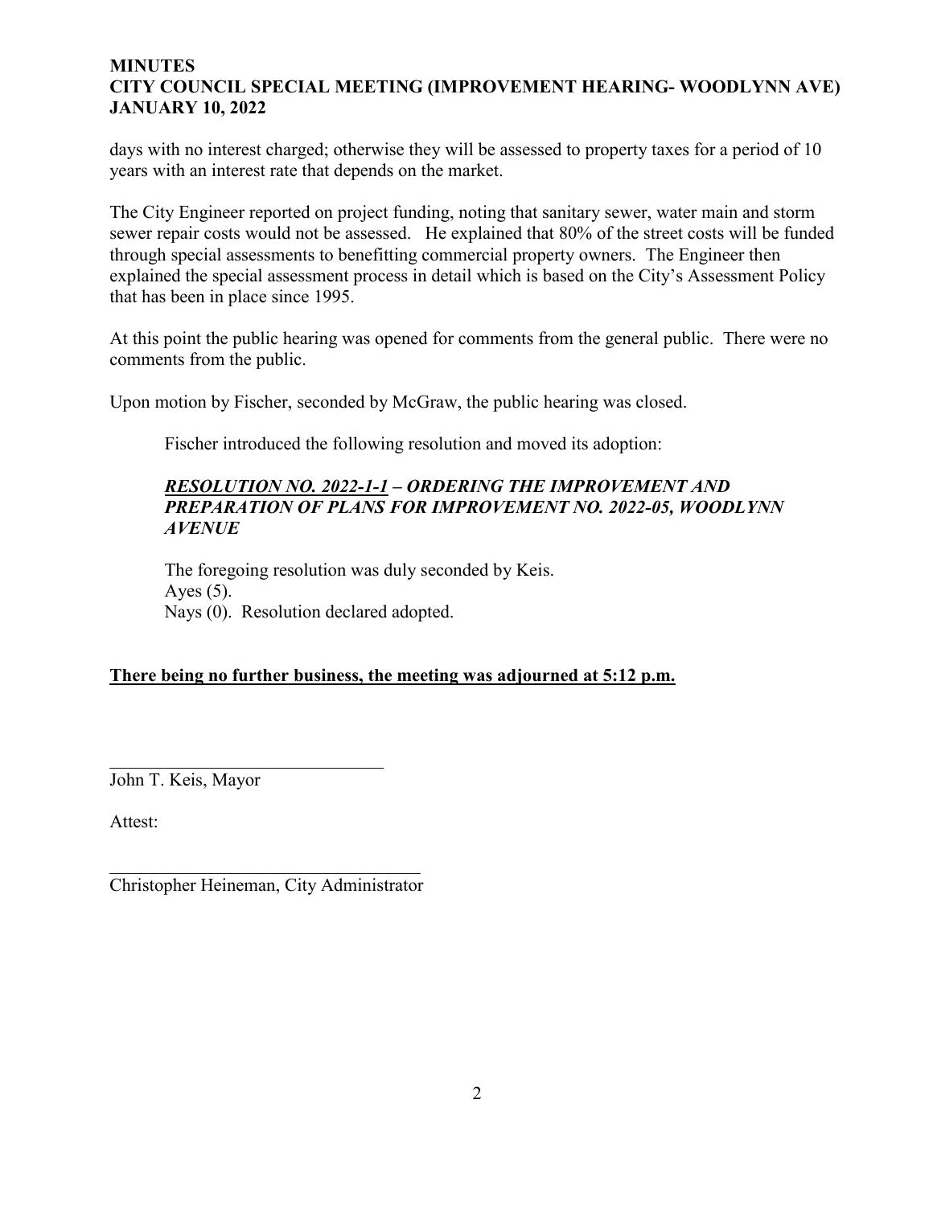days with no interest charged; otherwise they will be assessed to property taxes for a period of 10 years with an interest rate that depends on the market.

The City Engineer reported on project funding, noting that sanitary sewer, water main and storm sewer repair costs would not be assessed. He explained that 80% of the street costs will be funded through special assessments to benefitting commercial property owners. The Engineer then explained the special assessment process in detail which is based on the City's Assessment Policy that has been in place since 1995.

At this point the public hearing was opened for comments from the general public. There were no comments from the public.

Upon motion by Fischer, seconded by McGraw, the public hearing was closed.

Fischer introduced the following resolution and moved its adoption:

***RESOLUTION NO. 2022-1-1* – ORDERING THE IMPROVEMENT AND PREPARATION OF PLANS FOR IMPROVEMENT NO. 2022-05, WOODLYNN AVENUE**

The foregoing resolution was duly seconded by Keis.
Ayes (5).
Nays (0). Resolution declared adopted.

**There being no further business, the meeting was adjourned at 5:12 p.m.**

_______________________________
John T. Keis, Mayor

Attest:

___________________________________
Christopher Heineman, City Administrator